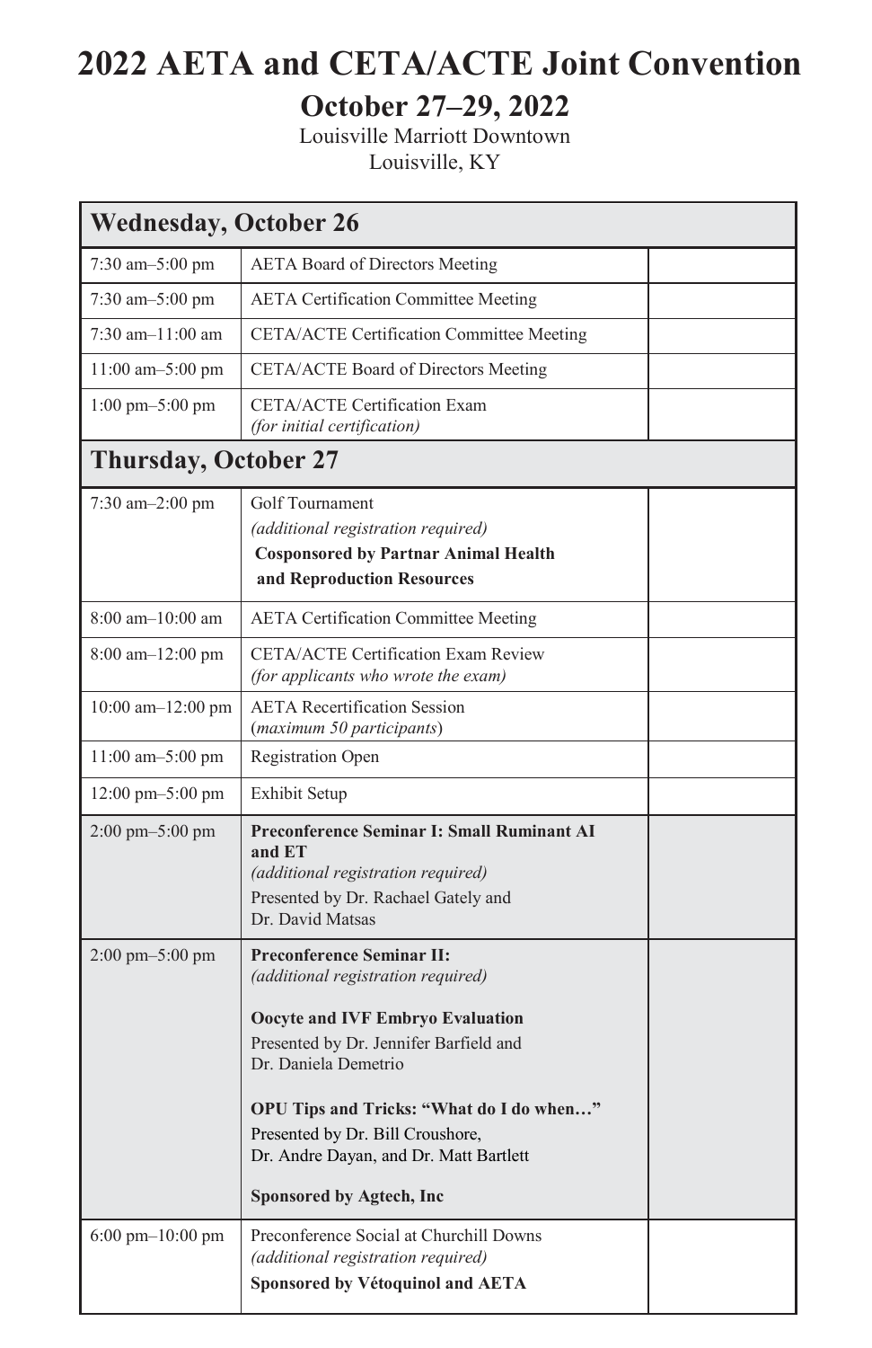# 2022 AETA and CETA/ACTE Joint Convention

## October 27–29, 2022

Louisville Marriott Downtown
Louisville, KY

| **Wednesday, October 26** | | |
|---|---|---|
| 7:30 am–5:00 pm | AETA Board of Directors Meeting | |
| 7:30 am–5:00 pm | AETA Certification Committee Meeting | |
| 7:30 am–11:00 am | CETA/ACTE Certification Committee Meeting | |
| 11:00 am–5:00 pm | CETA/ACTE Board of Directors Meeting | |
| 1:00 pm–5:00 pm | CETA/ACTE Certification Exam *(for initial certification)* | |
| **Thursday, October 27** | | |
| 7:30 am–2:00 pm | Golf Tournament *(additional registration required)* **Cosponsored by Partnar Animal Health and Reproduction Resources** | |
| 8:00 am–10:00 am | AETA Certification Committee Meeting | |
| 8:00 am–12:00 pm | CETA/ACTE Certification Exam Review *(for applicants who wrote the exam)* | |
| 10:00 am–12:00 pm | AETA Recertification Session (*maximum 50 participants*) | |
| 11:00 am–5:00 pm | Registration Open | |
| 12:00 pm–5:00 pm | Exhibit Setup | |
| 2:00 pm–5:00 pm | **Preconference Seminar I: Small Ruminant AI and ET** *(additional registration required)* Presented by Dr. Rachael Gately and Dr. David Matsas | |
| 2:00 pm–5:00 pm | **Preconference Seminar II:** *(additional registration required)* **Oocyte and IVF Embryo Evaluation** Presented by Dr. Jennifer Barfield and Dr. Daniela Demetrio **OPU Tips and Tricks: "What do I do when…"** Presented by Dr. Bill Croushore, Dr. Andre Dayan, and Dr. Matt Bartlett **Sponsored by Agtech, Inc** | |
| 6:00 pm–10:00 pm | Preconference Social at Churchill Downs *(additional registration required)* **Sponsored by Vétoquinol and AETA** | |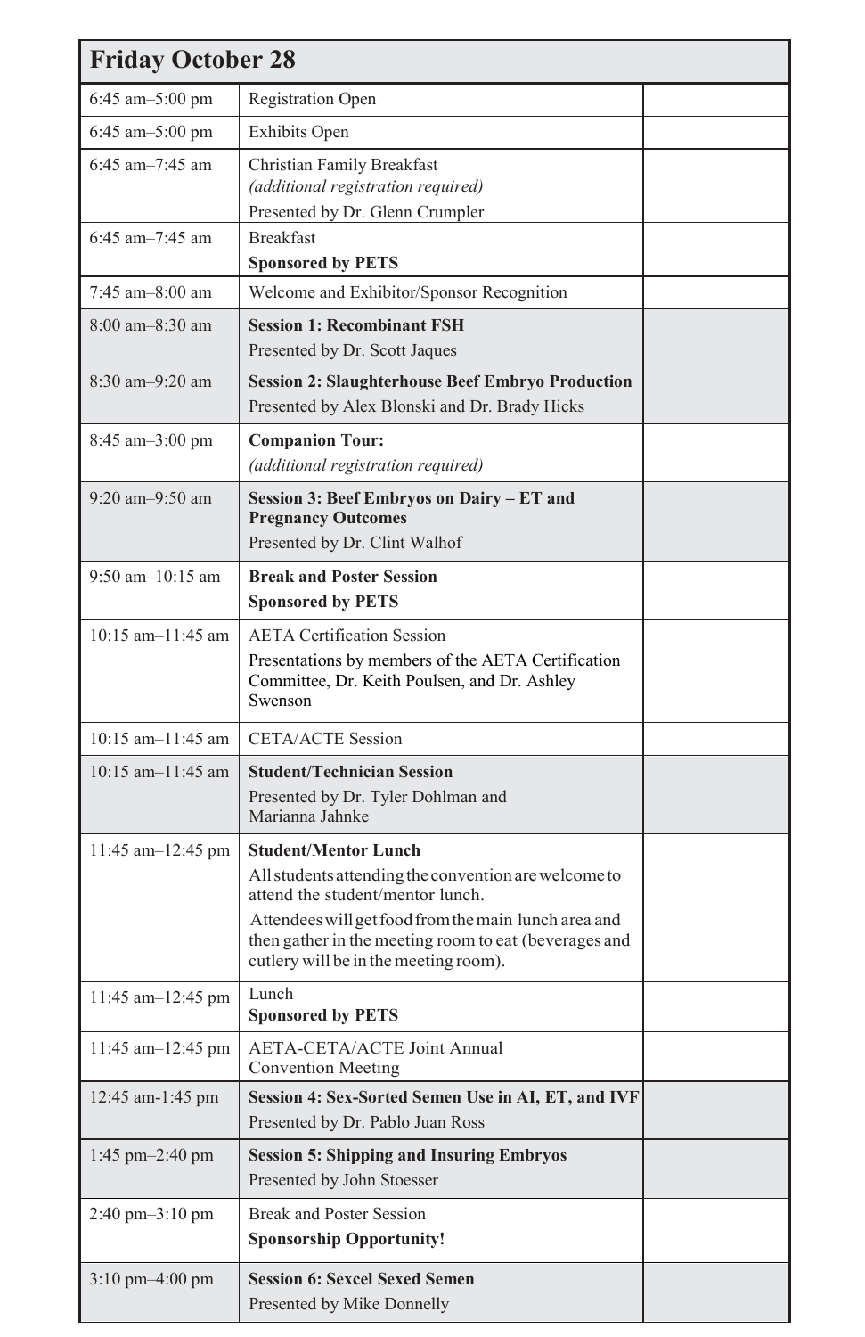| Friday October 28 | | |
|---|---|---|
| 6:45 am–5:00 pm | Registration Open | |
| 6:45 am–5:00 pm | Exhibits Open | |
| 6:45 am–7:45 am | Christian Family Breakfast *(additional registration required)* Presented by Dr. Glenn Crumpler | |
| 6:45 am–7:45 am | Breakfast **Sponsored by PETS** | |
| 7:45 am–8:00 am | Welcome and Exhibitor/Sponsor Recognition | |
| 8:00 am–8:30 am | **Session 1: Recombinant FSH** Presented by Dr. Scott Jaques | |
| 8:30 am–9:20 am | **Session 2: Slaughterhouse Beef Embryo Production** Presented by Alex Blonski and Dr. Brady Hicks | |
| 8:45 am–3:00 pm | **Companion Tour:** *(additional registration required)* | |
| 9:20 am–9:50 am | **Session 3: Beef Embryos on Dairy – ET and Pregnancy Outcomes** Presented by Dr. Clint Walhof | |
| 9:50 am–10:15 am | **Break and Poster Session** **Sponsored by PETS** | |
| 10:15 am–11:45 am | AETA Certification Session Presentations by members of the AETA Certification Committee, Dr. Keith Poulsen, and Dr. Ashley Swenson | |
| 10:15 am–11:45 am | CETA/ACTE Session | |
| 10:15 am–11:45 am | **Student/Technician Session** Presented by Dr. Tyler Dohlman and Marianna Jahnke | |
| 11:45 am–12:45 pm | **Student/Mentor Lunch** All students attending the convention are welcome to attend the student/mentor lunch. Attendees will get food from the main lunch area and then gather in the meeting room to eat (beverages and cutlery will be in the meeting room). | |
| 11:45 am–12:45 pm | Lunch **Sponsored by PETS** | |
| 11:45 am–12:45 pm | AETA-CETA/ACTE Joint Annual Convention Meeting | |
| 12:45 am-1:45 pm | **Session 4: Sex-Sorted Semen Use in AI, ET, and IVF** Presented by Dr. Pablo Juan Ross | |
| 1:45 pm–2:40 pm | **Session 5: Shipping and Insuring Embryos** Presented by John Stoesser | |
| 2:40 pm–3:10 pm | Break and Poster Session **Sponsorship Opportunity!** | |
| 3:10 pm–4:00 pm | **Session 6: Sexcel Sexed Semen** Presented by Mike Donnelly | |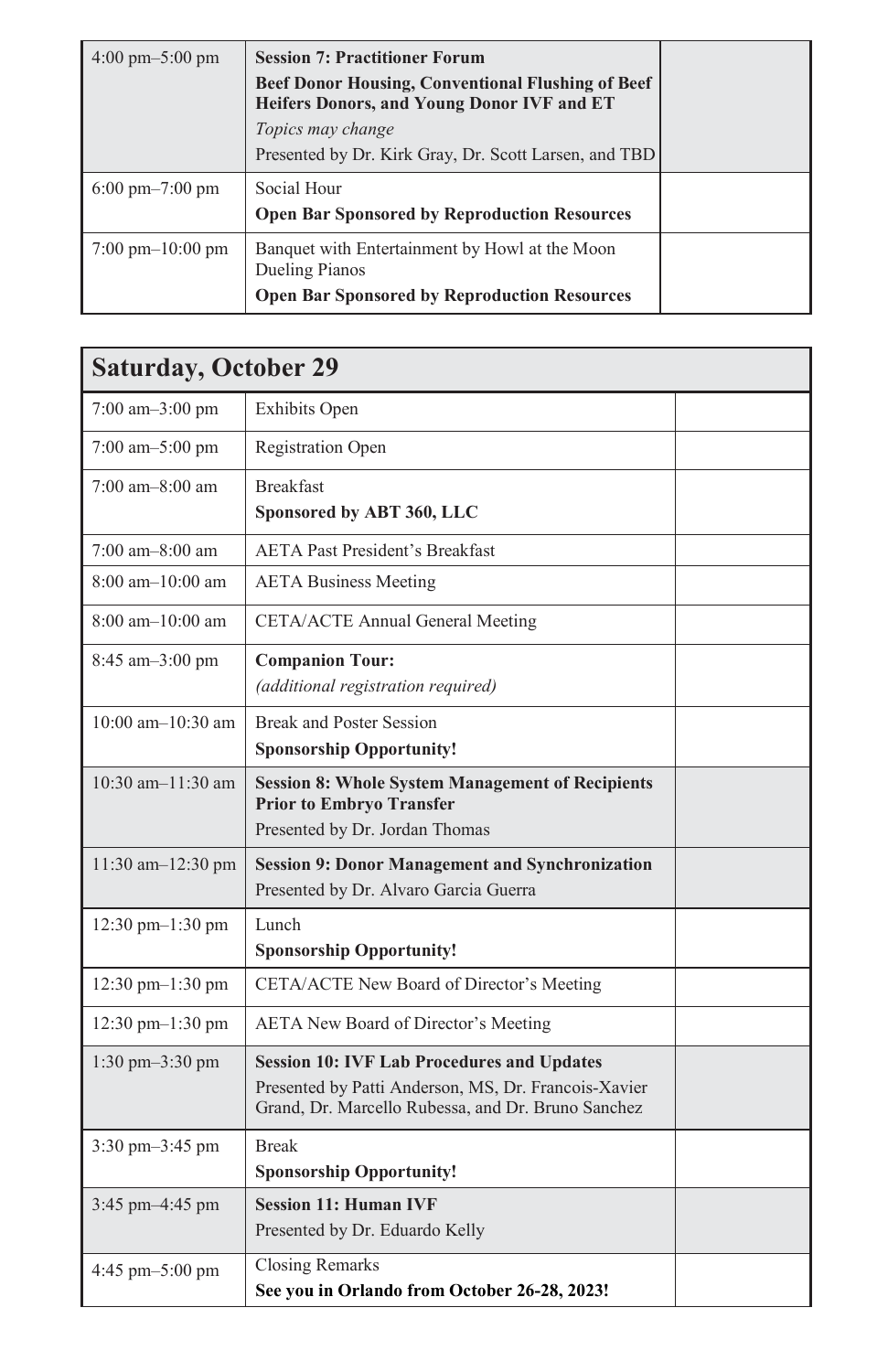| | | |
|---|---|---|
| 4:00 pm–5:00 pm | **Session 7: Practitioner Forum**<br>**Beef Donor Housing, Conventional Flushing of Beef Heifers Donors, and Young Donor IVF and ET**<br>*Topics may change*<br>Presented by Dr. Kirk Gray, Dr. Scott Larsen, and TBD | |
| 6:00 pm–7:00 pm | Social Hour<br>**Open Bar Sponsored by Reproduction Resources** | |
| 7:00 pm–10:00 pm | Banquet with Entertainment by Howl at the Moon Dueling Pianos<br>**Open Bar Sponsored by Reproduction Resources** | |

## Saturday, October 29

| | | |
|---|---|---|
| 7:00 am–3:00 pm | Exhibits Open | |
| 7:00 am–5:00 pm | Registration Open | |
| 7:00 am–8:00 am | Breakfast<br>**Sponsored by ABT 360, LLC** | |
| 7:00 am–8:00 am | AETA Past President's Breakfast | |
| 8:00 am–10:00 am | AETA Business Meeting | |
| 8:00 am–10:00 am | CETA/ACTE Annual General Meeting | |
| 8:45 am–3:00 pm | **Companion Tour:**<br>*(additional registration required)* | |
| 10:00 am–10:30 am | Break and Poster Session<br>**Sponsorship Opportunity!** | |
| 10:30 am–11:30 am | **Session 8: Whole System Management of Recipients Prior to Embryo Transfer**<br>Presented by Dr. Jordan Thomas | |
| 11:30 am–12:30 pm | **Session 9: Donor Management and Synchronization**<br>Presented by Dr. Alvaro Garcia Guerra | |
| 12:30 pm–1:30 pm | Lunch<br>**Sponsorship Opportunity!** | |
| 12:30 pm–1:30 pm | CETA/ACTE New Board of Director's Meeting | |
| 12:30 pm–1:30 pm | AETA New Board of Director's Meeting | |
| 1:30 pm–3:30 pm | **Session 10: IVF Lab Procedures and Updates**<br>Presented by Patti Anderson, MS, Dr. Francois-Xavier Grand, Dr. Marcello Rubessa, and Dr. Bruno Sanchez | |
| 3:30 pm–3:45 pm | Break<br>**Sponsorship Opportunity!** | |
| 3:45 pm–4:45 pm | **Session 11: Human IVF**<br>Presented by Dr. Eduardo Kelly | |
| 4:45 pm–5:00 pm | Closing Remarks<br>**See you in Orlando from October 26-28, 2023!** | |